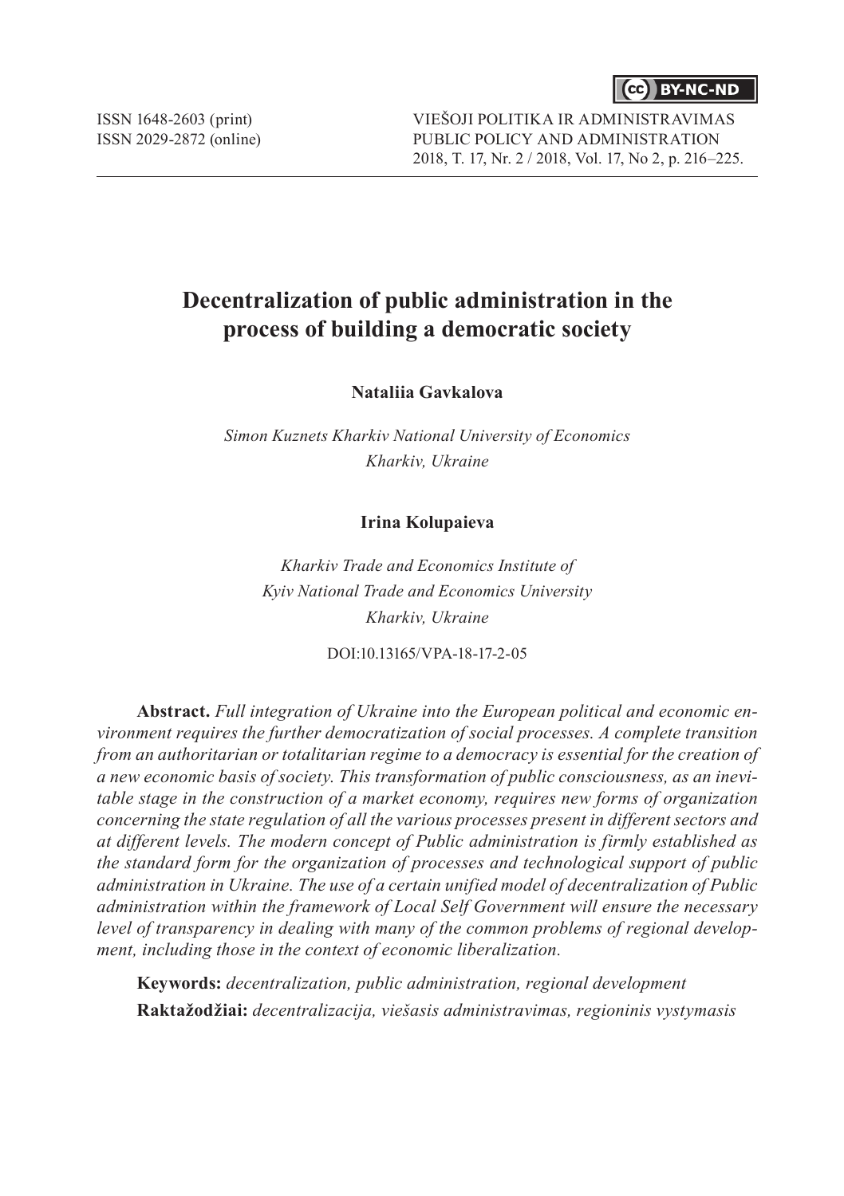# Decentralization of public administration in the process of building a democratic society

**Nataliia Gavkalova**

*Simon Kuznets Kharkiv National University of Economics*
*Kharkiv, Ukraine*

**Irina Kolupaieva**

*Kharkiv Trade and Economics Institute of*
*Kyiv National Trade and Economics University*
*Kharkiv, Ukraine*

DOI:10.13165/VPA-18-17-2-05

**Abstract.** *Full integration of Ukraine into the European political and economic environment requires the further democratization of social processes. A complete transition from an authoritarian or totalitarian regime to a democracy is essential for the creation of a new economic basis of society. This transformation of public consciousness, as an inevitable stage in the construction of a market economy, requires new forms of organization concerning the state regulation of all the various processes present in different sectors and at different levels. The modern concept of Public administration is firmly established as the standard form for the organization of processes and technological support of public administration in Ukraine. The use of a certain unified model of decentralization of Public administration within the framework of Local Self Government will ensure the necessary level of transparency in dealing with many of the common problems of regional development, including those in the context of economic liberalization.*

**Keywords:** *decentralization, public administration, regional development*

**Raktažodžiai:** *decentralizacija, viešasis administravimas, regioninis vystymasis*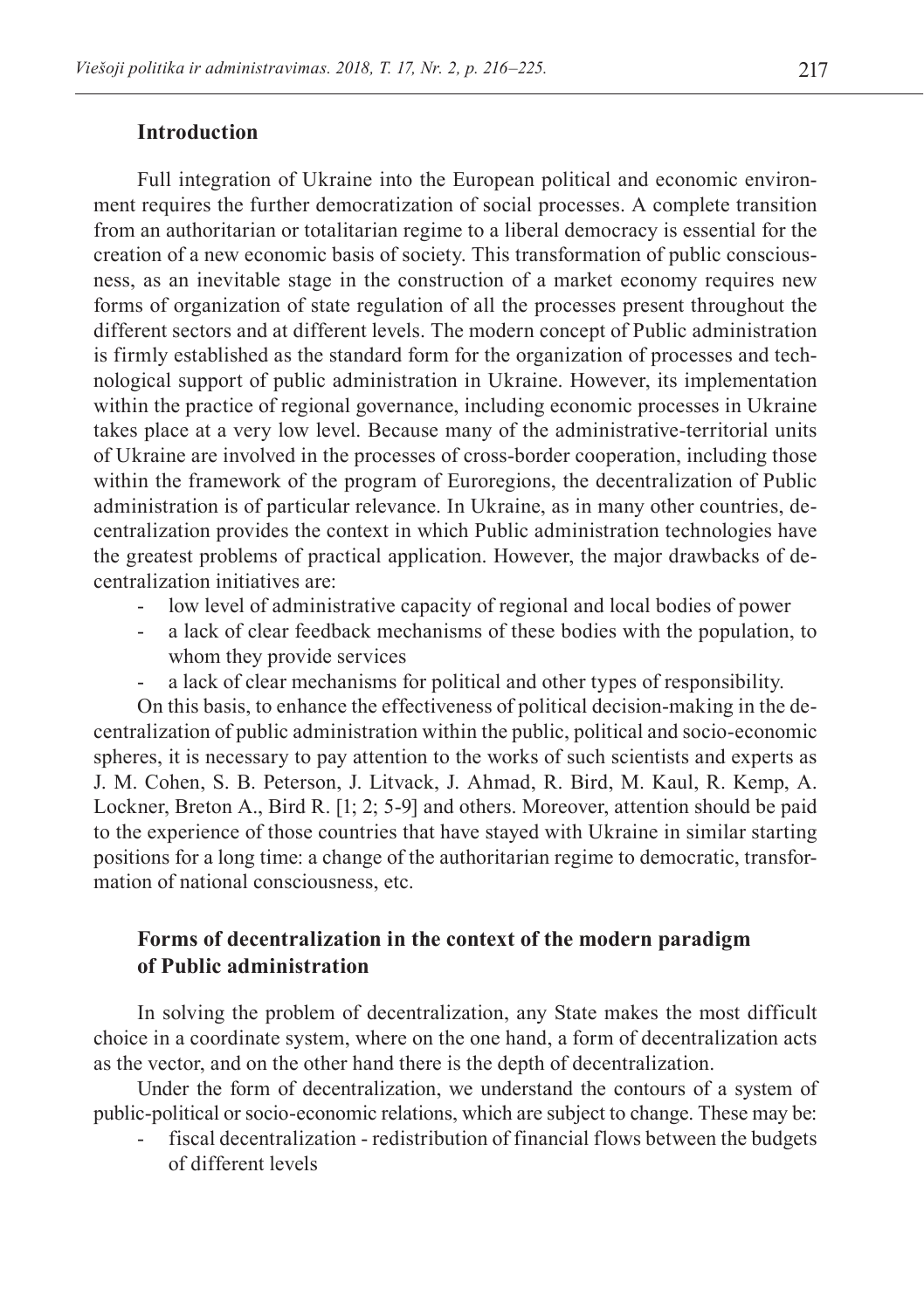## Introduction

Full integration of Ukraine into the European political and economic environment requires the further democratization of social processes. A complete transition from an authoritarian or totalitarian regime to a liberal democracy is essential for the creation of a new economic basis of society. This transformation of public consciousness, as an inevitable stage in the construction of a market economy requires new forms of organization of state regulation of all the processes present throughout the different sectors and at different levels. The modern concept of Public administration is firmly established as the standard form for the organization of processes and technological support of public administration in Ukraine. However, its implementation within the practice of regional governance, including economic processes in Ukraine takes place at a very low level. Because many of the administrative-territorial units of Ukraine are involved in the processes of cross-border cooperation, including those within the framework of the program of Euroregions, the decentralization of Public administration is of particular relevance. In Ukraine, as in many other countries, decentralization provides the context in which Public administration technologies have the greatest problems of practical application. However, the major drawbacks of decentralization initiatives are:

- low level of administrative capacity of regional and local bodies of power
- a lack of clear feedback mechanisms of these bodies with the population, to whom they provide services
- a lack of clear mechanisms for political and other types of responsibility.

On this basis, to enhance the effectiveness of political decision-making in the decentralization of public administration within the public, political and socio-economic spheres, it is necessary to pay attention to the works of such scientists and experts as J. M. Cohen, S. B. Peterson, J. Litvack, J. Ahmad, R. Bird, M. Kaul, R. Kemp, A. Lockner, Breton A., Bird R. [1; 2; 5-9] and others. Moreover, attention should be paid to the experience of those countries that have stayed with Ukraine in similar starting positions for a long time: a change of the authoritarian regime to democratic, transformation of national consciousness, etc.

## Forms of decentralization in the context of the modern paradigm of Public administration

In solving the problem of decentralization, any State makes the most difficult choice in a coordinate system, where on the one hand, a form of decentralization acts as the vector, and on the other hand there is the depth of decentralization.

Under the form of decentralization, we understand the contours of a system of public-political or socio-economic relations, which are subject to change. These may be:

- fiscal decentralization - redistribution of financial flows between the budgets of different levels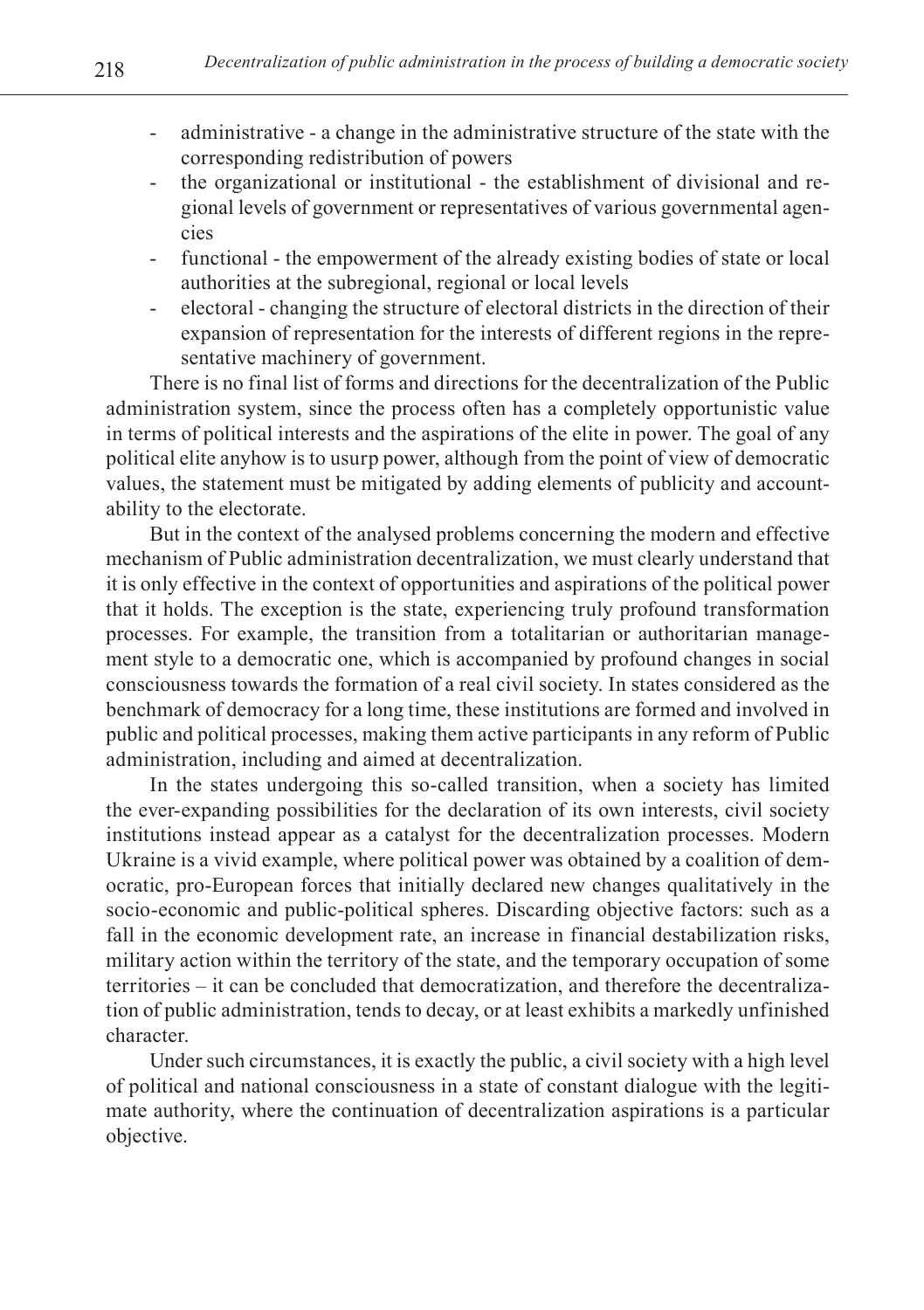- administrative - a change in the administrative structure of the state with the corresponding redistribution of powers
- the organizational or institutional - the establishment of divisional and regional levels of government or representatives of various governmental agencies
- functional - the empowerment of the already existing bodies of state or local authorities at the subregional, regional or local levels
- electoral - changing the structure of electoral districts in the direction of their expansion of representation for the interests of different regions in the representative machinery of government.

There is no final list of forms and directions for the decentralization of the Public administration system, since the process often has a completely opportunistic value in terms of political interests and the aspirations of the elite in power. The goal of any political elite anyhow is to usurp power, although from the point of view of democratic values, the statement must be mitigated by adding elements of publicity and accountability to the electorate.

But in the context of the analysed problems concerning the modern and effective mechanism of Public administration decentralization, we must clearly understand that it is only effective in the context of opportunities and aspirations of the political power that it holds. The exception is the state, experiencing truly profound transformation processes. For example, the transition from a totalitarian or authoritarian management style to a democratic one, which is accompanied by profound changes in social consciousness towards the formation of a real civil society. In states considered as the benchmark of democracy for a long time, these institutions are formed and involved in public and political processes, making them active participants in any reform of Public administration, including and aimed at decentralization.

In the states undergoing this so-called transition, when a society has limited the ever-expanding possibilities for the declaration of its own interests, civil society institutions instead appear as a catalyst for the decentralization processes. Modern Ukraine is a vivid example, where political power was obtained by a coalition of democratic, pro-European forces that initially declared new changes qualitatively in the socio-economic and public-political spheres. Discarding objective factors: such as a fall in the economic development rate, an increase in financial destabilization risks, military action within the territory of the state, and the temporary occupation of some territories – it can be concluded that democratization, and therefore the decentralization of public administration, tends to decay, or at least exhibits a markedly unfinished character.

Under such circumstances, it is exactly the public, a civil society with a high level of political and national consciousness in a state of constant dialogue with the legitimate authority, where the continuation of decentralization aspirations is a particular objective.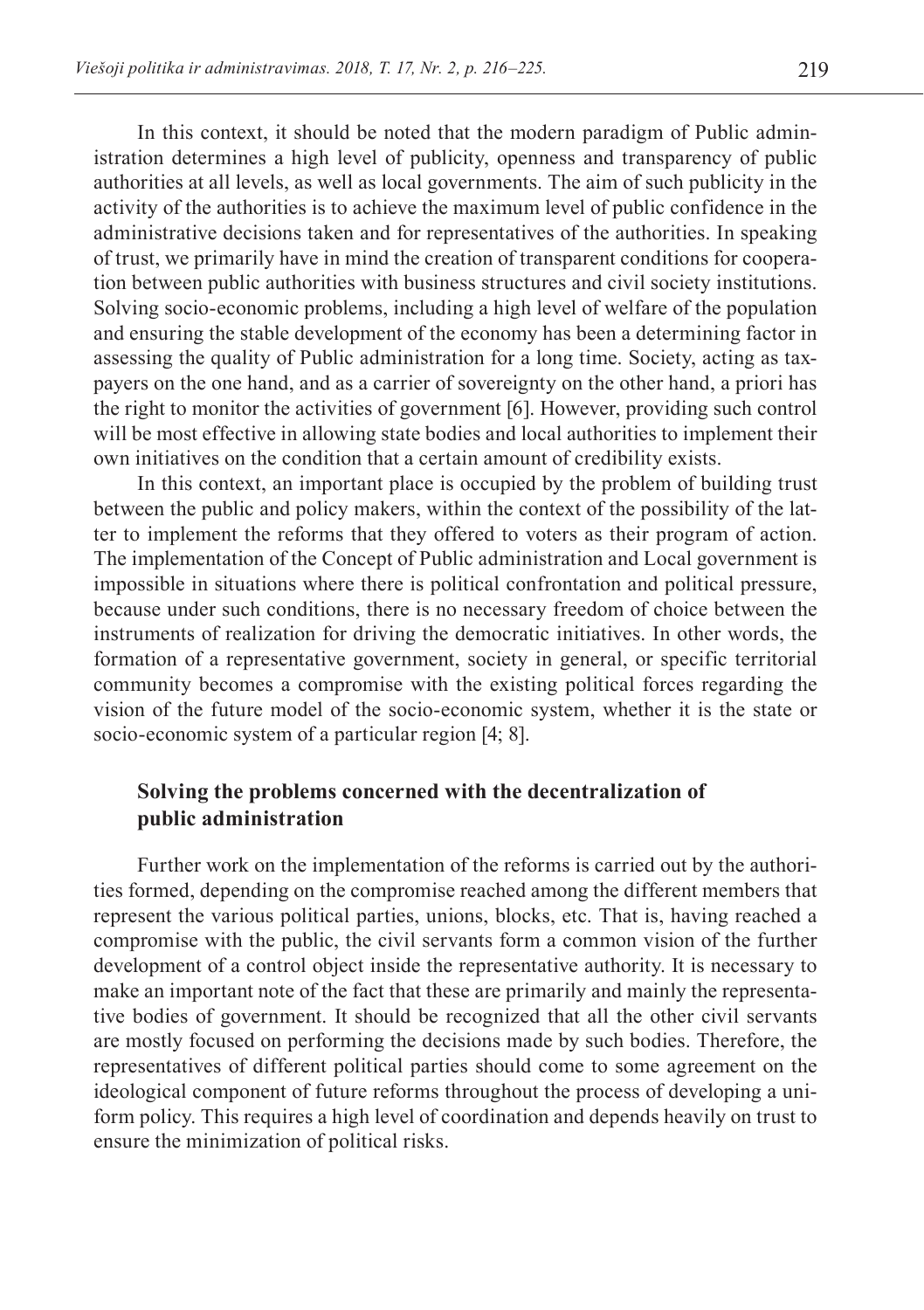In this context, it should be noted that the modern paradigm of Public administration determines a high level of publicity, openness and transparency of public authorities at all levels, as well as local governments. The aim of such publicity in the activity of the authorities is to achieve the maximum level of public confidence in the administrative decisions taken and for representatives of the authorities. In speaking of trust, we primarily have in mind the creation of transparent conditions for cooperation between public authorities with business structures and civil society institutions. Solving socio-economic problems, including a high level of welfare of the population and ensuring the stable development of the economy has been a determining factor in assessing the quality of Public administration for a long time. Society, acting as taxpayers on the one hand, and as a carrier of sovereignty on the other hand, a priori has the right to monitor the activities of government [6]. However, providing such control will be most effective in allowing state bodies and local authorities to implement their own initiatives on the condition that a certain amount of credibility exists.

In this context, an important place is occupied by the problem of building trust between the public and policy makers, within the context of the possibility of the latter to implement the reforms that they offered to voters as their program of action. The implementation of the Concept of Public administration and Local government is impossible in situations where there is political confrontation and political pressure, because under such conditions, there is no necessary freedom of choice between the instruments of realization for driving the democratic initiatives. In other words, the formation of a representative government, society in general, or specific territorial community becomes a compromise with the existing political forces regarding the vision of the future model of the socio-economic system, whether it is the state or socio-economic system of a particular region [4; 8].

## Solving the problems concerned with the decentralization of public administration

Further work on the implementation of the reforms is carried out by the authorities formed, depending on the compromise reached among the different members that represent the various political parties, unions, blocks, etc. That is, having reached a compromise with the public, the civil servants form a common vision of the further development of a control object inside the representative authority. It is necessary to make an important note of the fact that these are primarily and mainly the representative bodies of government. It should be recognized that all the other civil servants are mostly focused on performing the decisions made by such bodies. Therefore, the representatives of different political parties should come to some agreement on the ideological component of future reforms throughout the process of developing a uniform policy. This requires a high level of coordination and depends heavily on trust to ensure the minimization of political risks.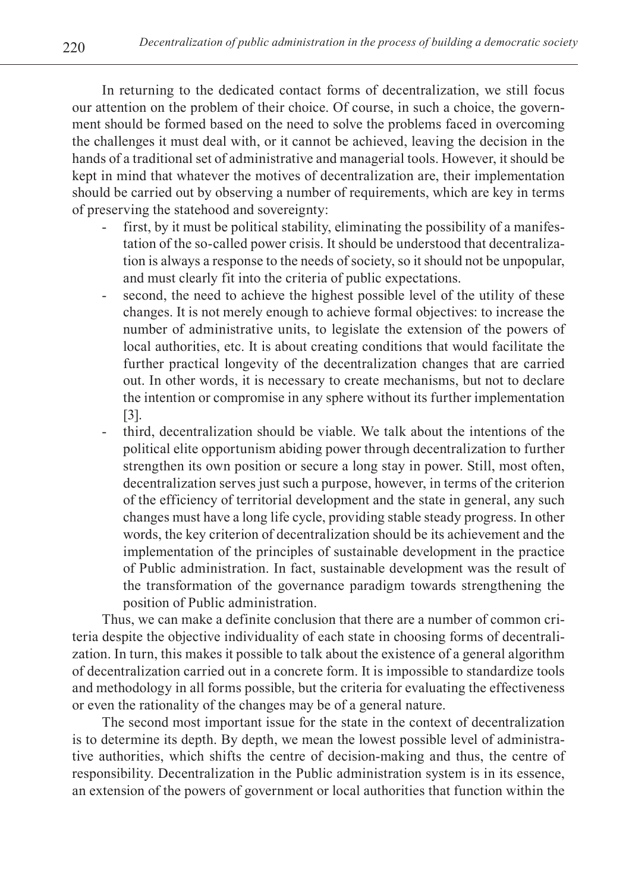In returning to the dedicated contact forms of decentralization, we still focus our attention on the problem of their choice. Of course, in such a choice, the government should be formed based on the need to solve the problems faced in overcoming the challenges it must deal with, or it cannot be achieved, leaving the decision in the hands of a traditional set of administrative and managerial tools. However, it should be kept in mind that whatever the motives of decentralization are, their implementation should be carried out by observing a number of requirements, which are key in terms of preserving the statehood and sovereignty:

- first, by it must be political stability, eliminating the possibility of a manifestation of the so-called power crisis. It should be understood that decentralization is always a response to the needs of society, so it should not be unpopular, and must clearly fit into the criteria of public expectations.
- second, the need to achieve the highest possible level of the utility of these changes. It is not merely enough to achieve formal objectives: to increase the number of administrative units, to legislate the extension of the powers of local authorities, etc. It is about creating conditions that would facilitate the further practical longevity of the decentralization changes that are carried out. In other words, it is necessary to create mechanisms, but not to declare the intention or compromise in any sphere without its further implementation [3].
- third, decentralization should be viable. We talk about the intentions of the political elite opportunism abiding power through decentralization to further strengthen its own position or secure a long stay in power. Still, most often, decentralization serves just such a purpose, however, in terms of the criterion of the efficiency of territorial development and the state in general, any such changes must have a long life cycle, providing stable steady progress. In other words, the key criterion of decentralization should be its achievement and the implementation of the principles of sustainable development in the practice of Public administration. In fact, sustainable development was the result of the transformation of the governance paradigm towards strengthening the position of Public administration.

Thus, we can make a definite conclusion that there are a number of common criteria despite the objective individuality of each state in choosing forms of decentralization. In turn, this makes it possible to talk about the existence of a general algorithm of decentralization carried out in a concrete form. It is impossible to standardize tools and methodology in all forms possible, but the criteria for evaluating the effectiveness or even the rationality of the changes may be of a general nature.

The second most important issue for the state in the context of decentralization is to determine its depth. By depth, we mean the lowest possible level of administrative authorities, which shifts the centre of decision-making and thus, the centre of responsibility. Decentralization in the Public administration system is in its essence, an extension of the powers of government or local authorities that function within the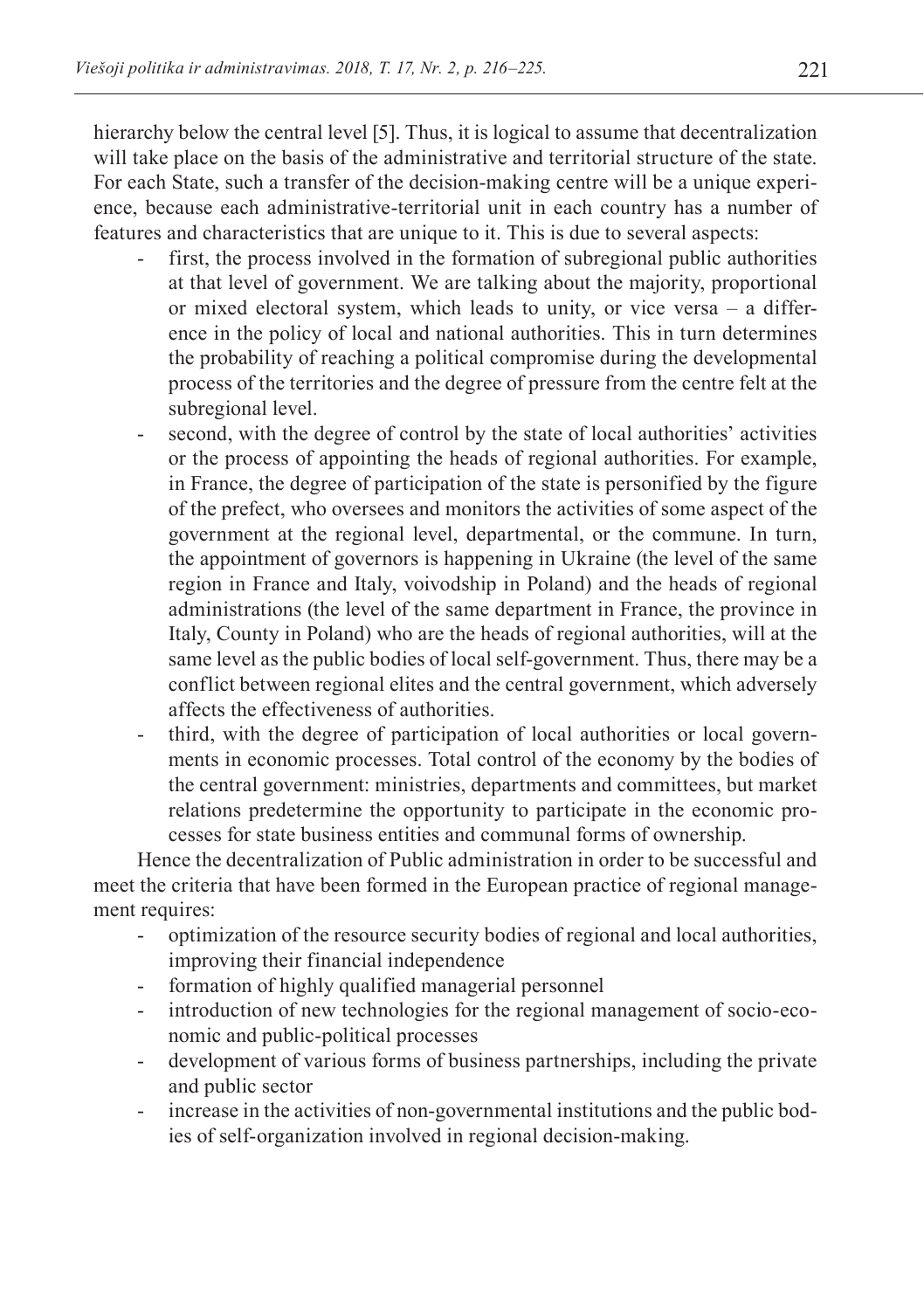hierarchy below the central level [5]. Thus, it is logical to assume that decentralization will take place on the basis of the administrative and territorial structure of the state. For each State, such a transfer of the decision-making centre will be a unique experience, because each administrative-territorial unit in each country has a number of features and characteristics that are unique to it. This is due to several aspects:

- first, the process involved in the formation of subregional public authorities at that level of government. We are talking about the majority, proportional or mixed electoral system, which leads to unity, or vice versa – a difference in the policy of local and national authorities. This in turn determines the probability of reaching a political compromise during the developmental process of the territories and the degree of pressure from the centre felt at the subregional level.
- second, with the degree of control by the state of local authorities' activities or the process of appointing the heads of regional authorities. For example, in France, the degree of participation of the state is personified by the figure of the prefect, who oversees and monitors the activities of some aspect of the government at the regional level, departmental, or the commune. In turn, the appointment of governors is happening in Ukraine (the level of the same region in France and Italy, voivodship in Poland) and the heads of regional administrations (the level of the same department in France, the province in Italy, County in Poland) who are the heads of regional authorities, will at the same level as the public bodies of local self-government. Thus, there may be a conflict between regional elites and the central government, which adversely affects the effectiveness of authorities.
- third, with the degree of participation of local authorities or local governments in economic processes. Total control of the economy by the bodies of the central government: ministries, departments and committees, but market relations predetermine the opportunity to participate in the economic processes for state business entities and communal forms of ownership.

Hence the decentralization of Public administration in order to be successful and meet the criteria that have been formed in the European practice of regional management requires:

- optimization of the resource security bodies of regional and local authorities, improving their financial independence
- formation of highly qualified managerial personnel
- introduction of new technologies for the regional management of socio-economic and public-political processes
- development of various forms of business partnerships, including the private and public sector
- increase in the activities of non-governmental institutions and the public bodies of self-organization involved in regional decision-making.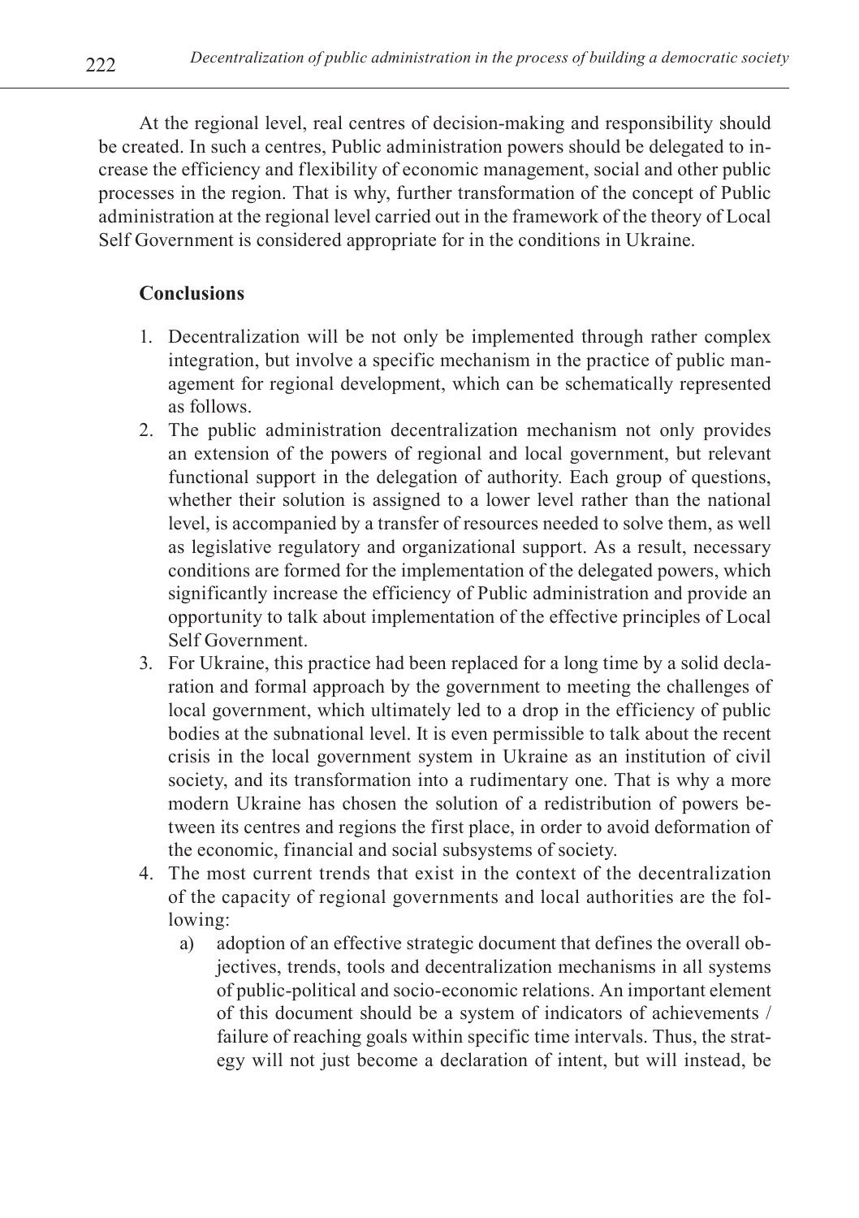At the regional level, real centres of decision-making and responsibility should be created. In such a centres, Public administration powers should be delegated to increase the efficiency and flexibility of economic management, social and other public processes in the region. That is why, further transformation of the concept of Public administration at the regional level carried out in the framework of the theory of Local Self Government is considered appropriate for in the conditions in Ukraine.

## Conclusions

1. Decentralization will be not only be implemented through rather complex integration, but involve a specific mechanism in the practice of public management for regional development, which can be schematically represented as follows.
2. The public administration decentralization mechanism not only provides an extension of the powers of regional and local government, but relevant functional support in the delegation of authority. Each group of questions, whether their solution is assigned to a lower level rather than the national level, is accompanied by a transfer of resources needed to solve them, as well as legislative regulatory and organizational support. As a result, necessary conditions are formed for the implementation of the delegated powers, which significantly increase the efficiency of Public administration and provide an opportunity to talk about implementation of the effective principles of Local Self Government.
3. For Ukraine, this practice had been replaced for a long time by a solid declaration and formal approach by the government to meeting the challenges of local government, which ultimately led to a drop in the efficiency of public bodies at the subnational level. It is even permissible to talk about the recent crisis in the local government system in Ukraine as an institution of civil society, and its transformation into a rudimentary one. That is why a more modern Ukraine has chosen the solution of a redistribution of powers between its centres and regions the first place, in order to avoid deformation of the economic, financial and social subsystems of society.
4. The most current trends that exist in the context of the decentralization of the capacity of regional governments and local authorities are the following:
   a) adoption of an effective strategic document that defines the overall objectives, trends, tools and decentralization mechanisms in all systems of public-political and socio-economic relations. An important element of this document should be a system of indicators of achievements / failure of reaching goals within specific time intervals. Thus, the strategy will not just become a declaration of intent, but will instead, be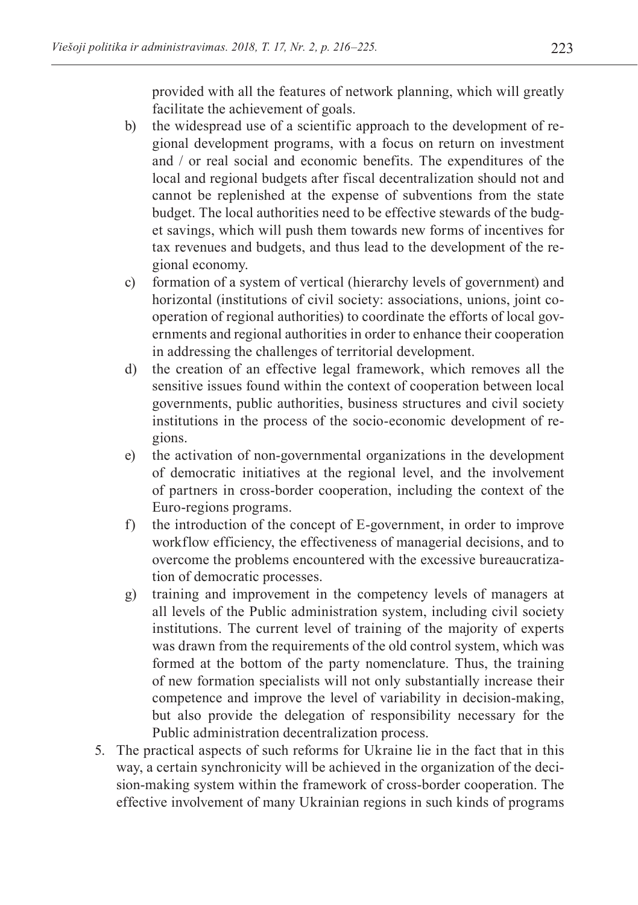provided with all the features of network planning, which will greatly facilitate the achievement of goals.

b) the widespread use of a scientific approach to the development of regional development programs, with a focus on return on investment and / or real social and economic benefits. The expenditures of the local and regional budgets after fiscal decentralization should not and cannot be replenished at the expense of subventions from the state budget. The local authorities need to be effective stewards of the budget savings, which will push them towards new forms of incentives for tax revenues and budgets, and thus lead to the development of the regional economy.

c) formation of a system of vertical (hierarchy levels of government) and horizontal (institutions of civil society: associations, unions, joint cooperation of regional authorities) to coordinate the efforts of local governments and regional authorities in order to enhance their cooperation in addressing the challenges of territorial development.

d) the creation of an effective legal framework, which removes all the sensitive issues found within the context of cooperation between local governments, public authorities, business structures and civil society institutions in the process of the socio-economic development of regions.

e) the activation of non-governmental organizations in the development of democratic initiatives at the regional level, and the involvement of partners in cross-border cooperation, including the context of the Euro-regions programs.

f) the introduction of the concept of E-government, in order to improve workflow efficiency, the effectiveness of managerial decisions, and to overcome the problems encountered with the excessive bureaucratization of democratic processes.

g) training and improvement in the competency levels of managers at all levels of the Public administration system, including civil society institutions. The current level of training of the majority of experts was drawn from the requirements of the old control system, which was formed at the bottom of the party nomenclature. Thus, the training of new formation specialists will not only substantially increase their competence and improve the level of variability in decision-making, but also provide the delegation of responsibility necessary for the Public administration decentralization process.

5. The practical aspects of such reforms for Ukraine lie in the fact that in this way, a certain synchronicity will be achieved in the organization of the decision-making system within the framework of cross-border cooperation. The effective involvement of many Ukrainian regions in such kinds of programs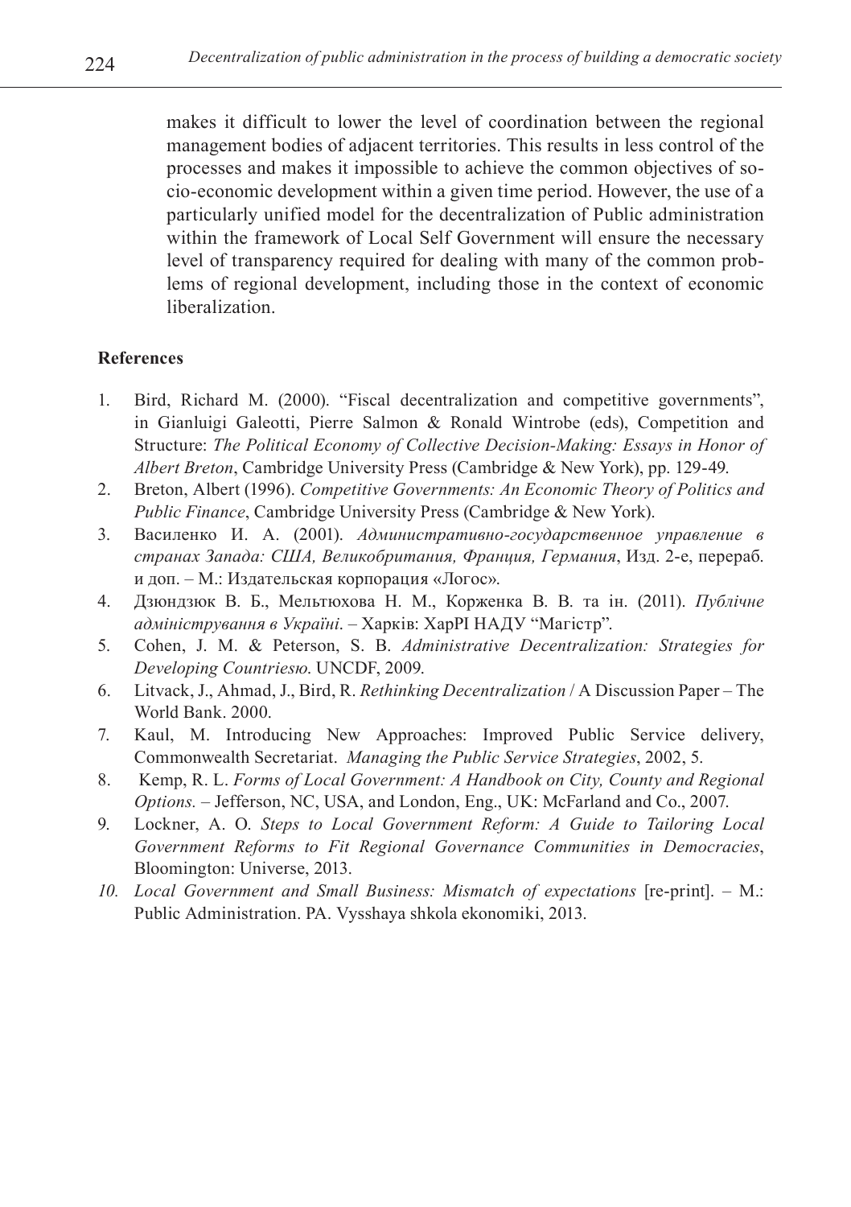makes it difficult to lower the level of coordination between the regional management bodies of adjacent territories. This results in less control of the processes and makes it impossible to achieve the common objectives of socio-economic development within a given time period. However, the use of a particularly unified model for the decentralization of Public administration within the framework of Local Self Government will ensure the necessary level of transparency required for dealing with many of the common problems of regional development, including those in the context of economic liberalization.

**References**

1. Bird, Richard M. (2000). "Fiscal decentralization and competitive governments", in Gianluigi Galeotti, Pierre Salmon & Ronald Wintrobe (eds), Competition and Structure: *The Political Economy of Collective Decision-Making: Essays in Honor of Albert Breton*, Cambridge University Press (Cambridge & New York), pp. 129-49.
2. Breton, Albert (1996). *Competitive Governments: An Economic Theory of Politics and Public Finance*, Cambridge University Press (Cambridge & New York).
3. Василенко И. А. (2001). *Административно-государственное управление в странах Запада: США, Великобритания, Франция, Германия*, Изд. 2-е, перераб. и доп. – М.: Издательская корпорация «Логос».
4. Дзюндзюк В. Б., Мельтюхова Н. М., Корженка В. В. та ін. (2011). *Публічне адміністрування в Україні*. – Харків: ХарРІ НАДУ "Магістр".
5. Cohen, J. M. & Peterson, S. B. *Administrative Decentralization: Strategies for Developing Countriesю.* UNCDF, 2009.
6. Litvack, J., Ahmad, J., Bird, R. *Rethinking Decentralization* / A Discussion Paper – The World Bank. 2000.
7. Kaul, M. Introducing New Approaches: Improved Public Service delivery, Commonwealth Secretariat. *Managing the Public Service Strategies*, 2002, 5.
8. Kemp, R. L. *Forms of Local Government: A Handbook on City, County and Regional Options.* – Jefferson, NC, USA, and London, Eng., UK: McFarland and Co., 2007.
9. Lockner, A. O. *Steps to Local Government Reform: A Guide to Tailoring Local Government Reforms to Fit Regional Governance Communities in Democracies*, Bloomington: Universe, 2013.
10. *Local Government and Small Business: Mismatch of expectations* [re-print]. – M.: Public Administration. PA. Vysshaya shkola ekonomiki, 2013.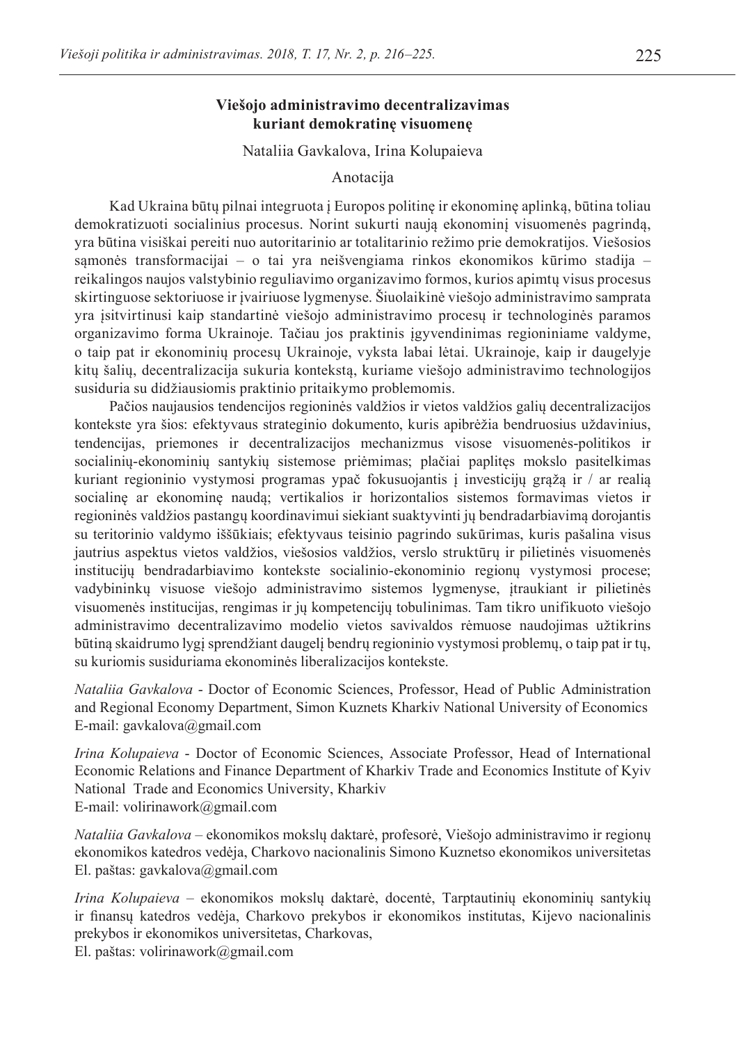## Viešojo administravimo decentralizavimas kuriant demokratinę visuomenę

Nataliia Gavkalova, Irina Kolupaieva

### Anotacija

Kad Ukraina būtų pilnai integruota į Europos politinę ir ekonominę aplinką, būtina toliau demokratizuoti socialinius procesus. Norint sukurti naują ekonominį visuomenės pagrindą, yra būtina visiškai pereiti nuo autoritarinio ar totalitarinio režimo prie demokratijos. Viešosios sąmonės transformacijai – o tai yra neišvengiama rinkos ekonomikos kūrimo stadija – reikalingos naujos valstybinio reguliavimo organizavimo formos, kurios apimtų visus procesus skirtinguose sektoriuose ir įvairiuose lygmenyse. Šiuolaikinė viešojo administravimo samprata yra įsitvirtinusi kaip standartinė viešojo administravimo procesų ir technologinės paramos organizavimo forma Ukrainoje. Tačiau jos praktinis įgyvendinimas regioniniame valdyme, o taip pat ir ekonominių procesų Ukrainoje, vyksta labai lėtai. Ukrainoje, kaip ir daugelyje kitų šalių, decentralizacija sukuria kontekstą, kuriame viešojo administravimo technologijos susiduria su didžiausiomis praktinio pritaikymo problemomis.

Pačios naujausios tendencijos regioninės valdžios ir vietos valdžios galių decentralizacijos kontekste yra šios: efektyvaus strateginio dokumento, kuris apibrėžia bendruosius uždavinius, tendencijas, priemones ir decentralizacijos mechanizmus visose visuomenės-politikos ir socialinių-ekonominių santykių sistemose priėmimas; plačiai paplitęs mokslo pasitelkimas kuriant regioninio vystymosi programas ypač fokusuojantis į investicijų grąžą ir / ar realią socialinę ar ekonominę naudą; vertikalios ir horizontalios sistemos formavimas vietos ir regioninės valdžios pastangų koordinavimui siekiant suaktyvinti jų bendradarbiavimą dorojantis su teritorinio valdymo iššūkiais; efektyvaus teisinio pagrindo sukūrimas, kuris pašalina visus jautrius aspektus vietos valdžios, viešosios valdžios, verslo struktūrų ir pilietinės visuomenės institucijų bendradarbiavimo kontekste socialinio-ekonominio regionų vystymosi procese; vadybininkų visuose viešojo administravimo sistemos lygmenyse, įtraukiant ir pilietinės visuomenės institucijas, rengimas ir jų kompetencijų tobulinimas. Tam tikro unifikuoto viešojo administravimo decentralizavimo modelio vietos savivaldos rėmuose naudojimas užtikrins būtiną skaidrumo lygį sprendžiant daugelį bendrų regioninio vystymosi problemų, o taip pat ir tų, su kuriomis susiduriama ekonominės liberalizacijos kontekste.

*Nataliia Gavkalova* - Doctor of Economic Sciences, Professor, Head of Public Administration and Regional Economy Department, Simon Kuznets Kharkiv National University of Economics
E-mail: gavkalova@gmail.com

*Irina Kolupaieva* - Doctor of Economic Sciences, Associate Professor, Head of International Economic Relations and Finance Department of Kharkiv Trade and Economics Institute of Kyiv National Trade and Economics University, Kharkiv
E-mail: volirinawork@gmail.com

*Nataliia Gavkalova* – ekonomikos mokslų daktarė, profesorė, Viešojo administravimo ir regionų ekonomikos katedros vedėja, Charkovo nacionalinis Simono Kuznetso ekonomikos universitetas
El. paštas: gavkalova@gmail.com

*Irina Kolupaieva* – ekonomikos mokslų daktarė, docentė, Tarptautinių ekonominių santykių ir finansų katedros vedėja, Charkovo prekybos ir ekonomikos institutas, Kijevo nacionalinis prekybos ir ekonomikos universitetas, Charkovas,
El. paštas: volirinawork@gmail.com